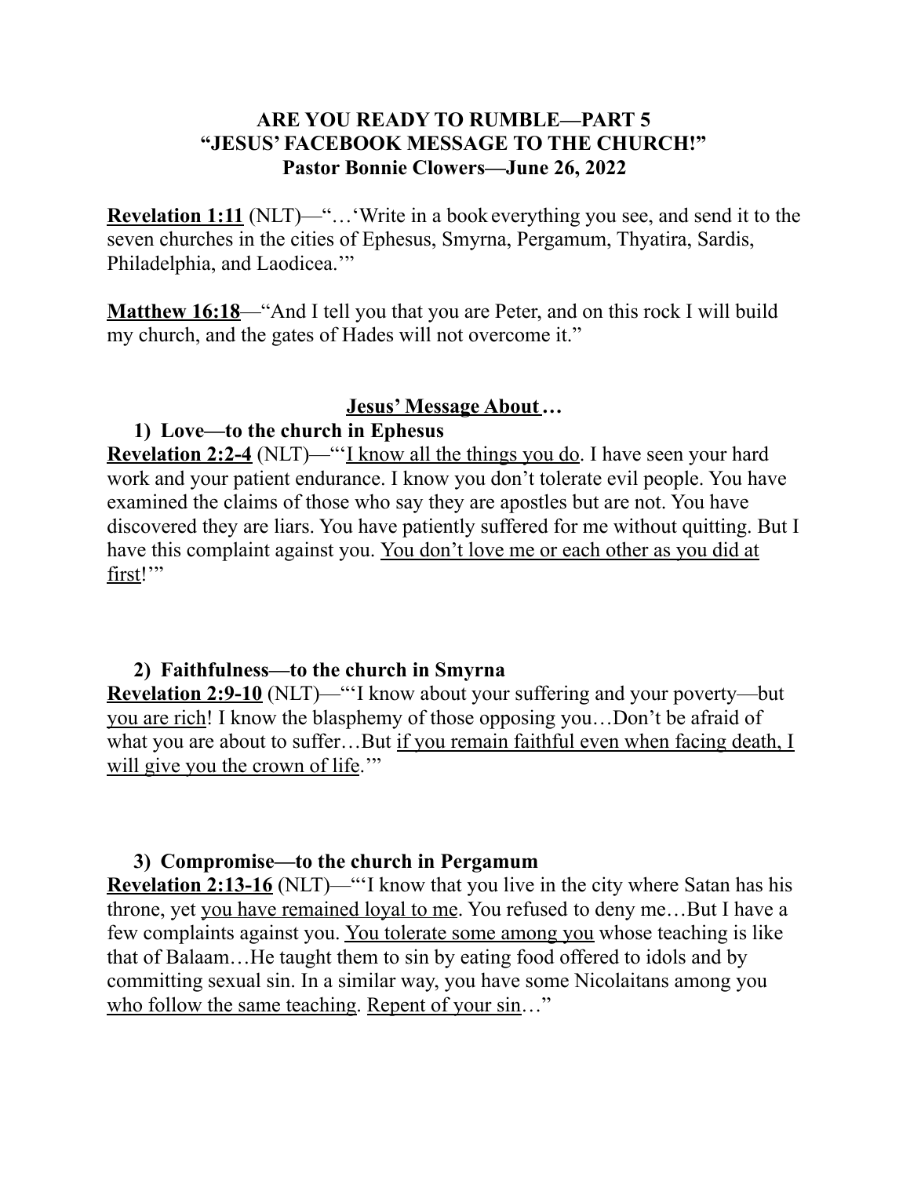**ARE YOU READY TO RUMBLE—PART 5**
**"JESUS' FACEBOOK MESSAGE TO THE CHURCH!"**
**Pastor Bonnie Clowers—June 26, 2022**

<u>**Revelation 1:11**</u> (NLT)—"…'Write in a book everything you see, and send it to the seven churches in the cities of Ephesus, Smyrna, Pergamum, Thyatira, Sardis, Philadelphia, and Laodicea.'"

<u>**Matthew 16:18**</u>—"And I tell you that you are Peter, and on this rock I will build my church, and the gates of Hades will not overcome it."

<u>**Jesus' Message About**</u>**…**

**1) Love—to the church in Ephesus**

<u>**Revelation 2:2-4**</u> (NLT)—"'<u>I know all the things you do</u>. I have seen your hard work and your patient endurance. I know you don't tolerate evil people. You have examined the claims of those who say they are apostles but are not. You have discovered they are liars. You have patiently suffered for me without quitting. But I have this complaint against you. <u>You don't love me or each other as you did at first</u>!'"

**2) Faithfulness—to the church in Smyrna**

<u>**Revelation 2:9-10**</u> (NLT)—"'I know about your suffering and your poverty—but <u>you are rich</u>! I know the blasphemy of those opposing you…Don't be afraid of what you are about to suffer…But <u>if you remain faithful even when facing death, I will give you the crown of life</u>.'"

**3) Compromise—to the church in Pergamum**

<u>**Revelation 2:13-16**</u> (NLT)—"'I know that you live in the city where Satan has his throne, yet <u>you have remained loyal to me</u>. You refused to deny me…But I have a few complaints against you. <u>You tolerate some among you</u> whose teaching is like that of Balaam…He taught them to sin by eating food offered to idols and by committing sexual sin. In a similar way, you have some Nicolaitans among you <u>who follow the same teaching</u>. <u>Repent of your sin</u>…"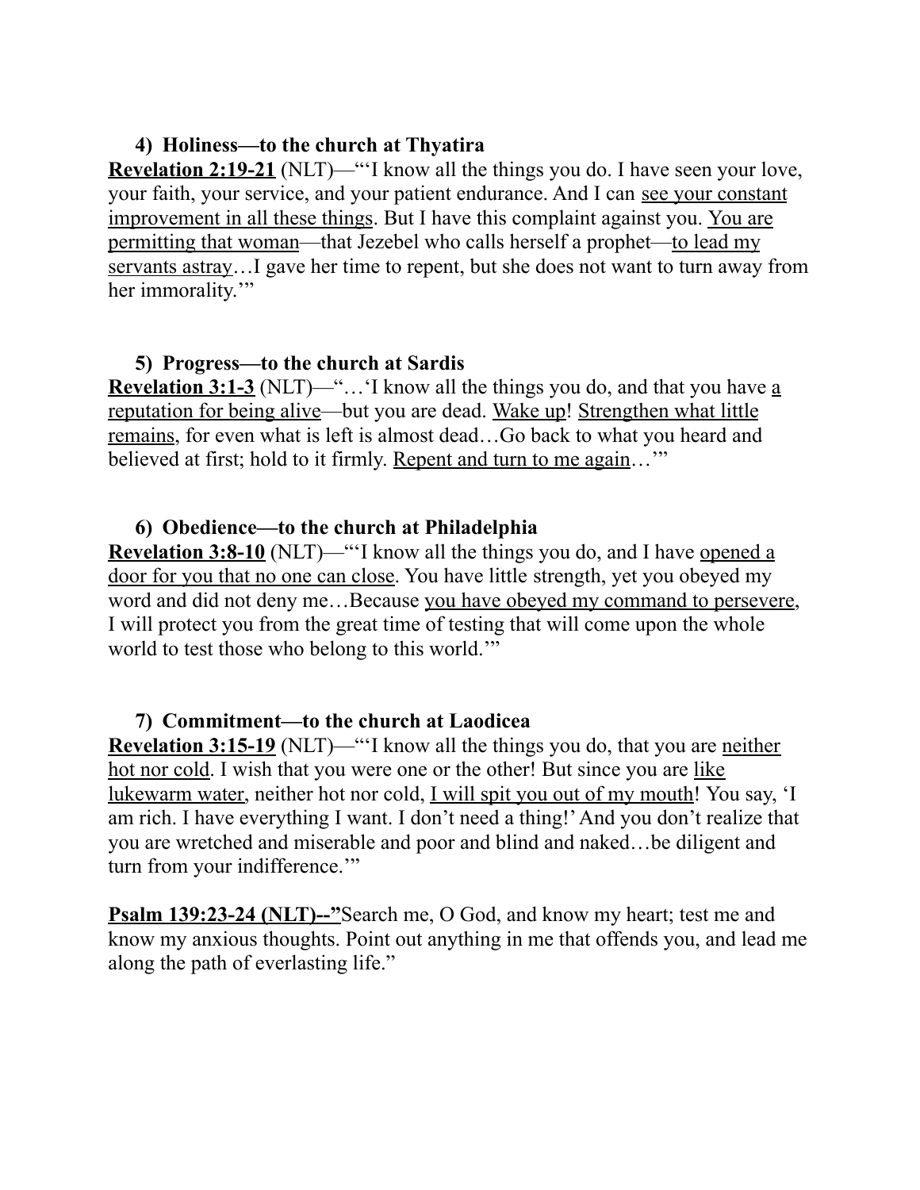**4) Holiness—to the church at Thyatira**

**Revelation 2:19-21** (NLT)—"'I know all the things you do. I have seen your love, your faith, your service, and your patient endurance. And I can see your constant improvement in all these things. But I have this complaint against you. You are permitting that woman—that Jezebel who calls herself a prophet—to lead my servants astray…I gave her time to repent, but she does not want to turn away from her immorality.'"

**5) Progress—to the church at Sardis**

**Revelation 3:1-3** (NLT)—"…'I know all the things you do, and that you have a reputation for being alive—but you are dead. Wake up! Strengthen what little remains, for even what is left is almost dead…Go back to what you heard and believed at first; hold to it firmly. Repent and turn to me again…'"

**6) Obedience—to the church at Philadelphia**

**Revelation 3:8-10** (NLT)—"'I know all the things you do, and I have opened a door for you that no one can close. You have little strength, yet you obeyed my word and did not deny me…Because you have obeyed my command to persevere, I will protect you from the great time of testing that will come upon the whole world to test those who belong to this world.'"

**7) Commitment—to the church at Laodicea**

**Revelation 3:15-19** (NLT)—"'I know all the things you do, that you are neither hot nor cold. I wish that you were one or the other! But since you are like lukewarm water, neither hot nor cold, I will spit you out of my mouth! You say, 'I am rich. I have everything I want. I don't need a thing!' And you don't realize that you are wretched and miserable and poor and blind and naked…be diligent and turn from your indifference.'"

**Psalm 139:23-24 (NLT)--"**Search me, O God, and know my heart; test me and know my anxious thoughts. Point out anything in me that offends you, and lead me along the path of everlasting life."